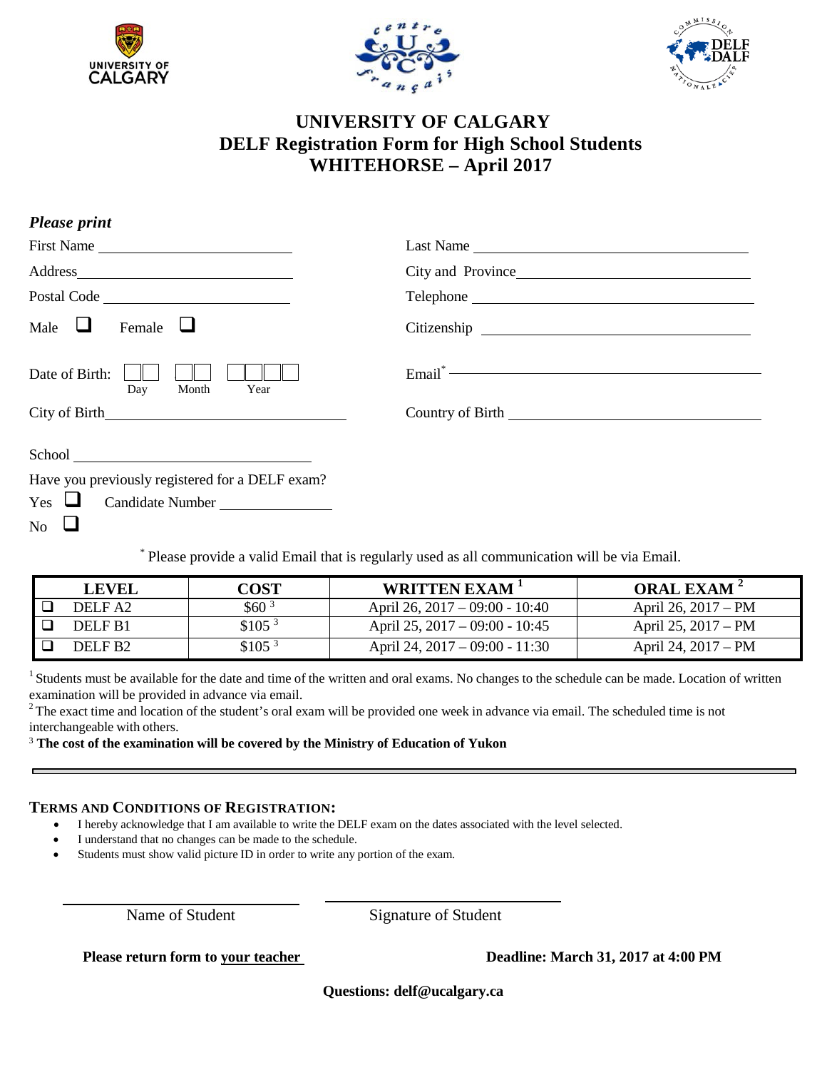# UNIVERSITY OF CALGARY
## DELF Registration Form for High School Students
## WHITEHORSE – April 2017

***Please print***

First Name ____________________

Last Name ____________________

Address ____________________

City and Province ____________________

Postal Code ____________________

Telephone ____________________

Male ☐ Female ☐

Citizenship ____________________

Date of Birth: ☐☐ (Day) ☐☐ (Month) ☐☐☐☐ (Year)

Email* ____________________

City of Birth ____________________

Country of Birth ____________________

School ____________________

Have you previously registered for a DELF exam?

Yes ☐ Candidate Number ____________

No ☐

\* Please provide a valid Email that is regularly used as all communication will be via Email.

| LEVEL | COST | WRITTEN EXAM [1] | ORAL EXAM [2] |
|---|---|---|---|
| ☐ DELF A2 | $60 [3] | April 26, 2017 – 09:00 - 10:40 | April 26, 2017 – PM |
| ☐ DELF B1 | $105 [3] | April 25, 2017 – 09:00 - 10:45 | April 25, 2017 – PM |
| ☐ DELF B2 | $105 [3] | April 24, 2017 – 09:00 - 11:30 | April 24, 2017 – PM |

[1] Students must be available for the date and time of the written and oral exams. No changes to the schedule can be made. Location of written examination will be provided in advance via email.

[2] The exact time and location of the student's oral exam will be provided one week in advance via email. The scheduled time is not interchangeable with others.

[3] **The cost of the examination will be covered by the Ministry of Education of Yukon**

---

**TERMS AND CONDITIONS OF REGISTRATION:**

- I hereby acknowledge that I am available to write the DELF exam on the dates associated with the level selected.
- I understand that no changes can be made to the schedule.
- Students must show valid picture ID in order to write any portion of the exam.

____________________ ____________________

Name of Student Signature of Student

**Please return form to your teacher** **Deadline: March 31, 2017 at 4:00 PM**

**Questions: delf@ucalgary.ca**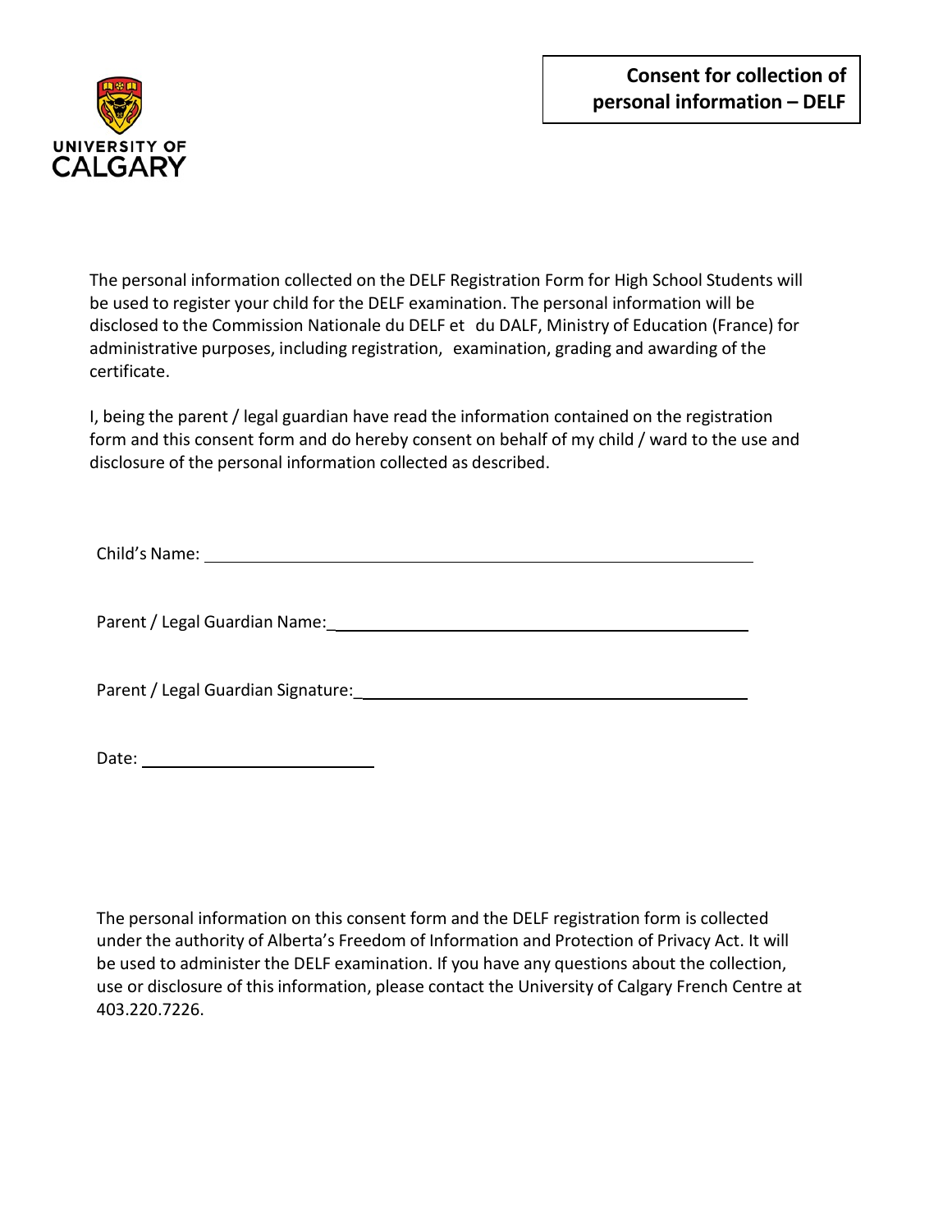UNIVERSITY OF CALGARY

# Consent for collection of personal information – DELF

The personal information collected on the DELF Registration Form for High School Students will be used to register your child for the DELF examination. The personal information will be disclosed to the Commission Nationale du DELF et du DALF, Ministry of Education (France) for administrative purposes, including registration, examination, grading and awarding of the certificate.

I, being the parent / legal guardian have read the information contained on the registration form and this consent form and do hereby consent on behalf of my child / ward to the use and disclosure of the personal information collected as described.

Child's Name: ______________________________

Parent / Legal Guardian Name: ______________________________

Parent / Legal Guardian Signature: ______________________________

Date: ______________

The personal information on this consent form and the DELF registration form is collected under the authority of Alberta's Freedom of Information and Protection of Privacy Act. It will be used to administer the DELF examination. If you have any questions about the collection, use or disclosure of this information, please contact the University of Calgary French Centre at 403.220.7226.